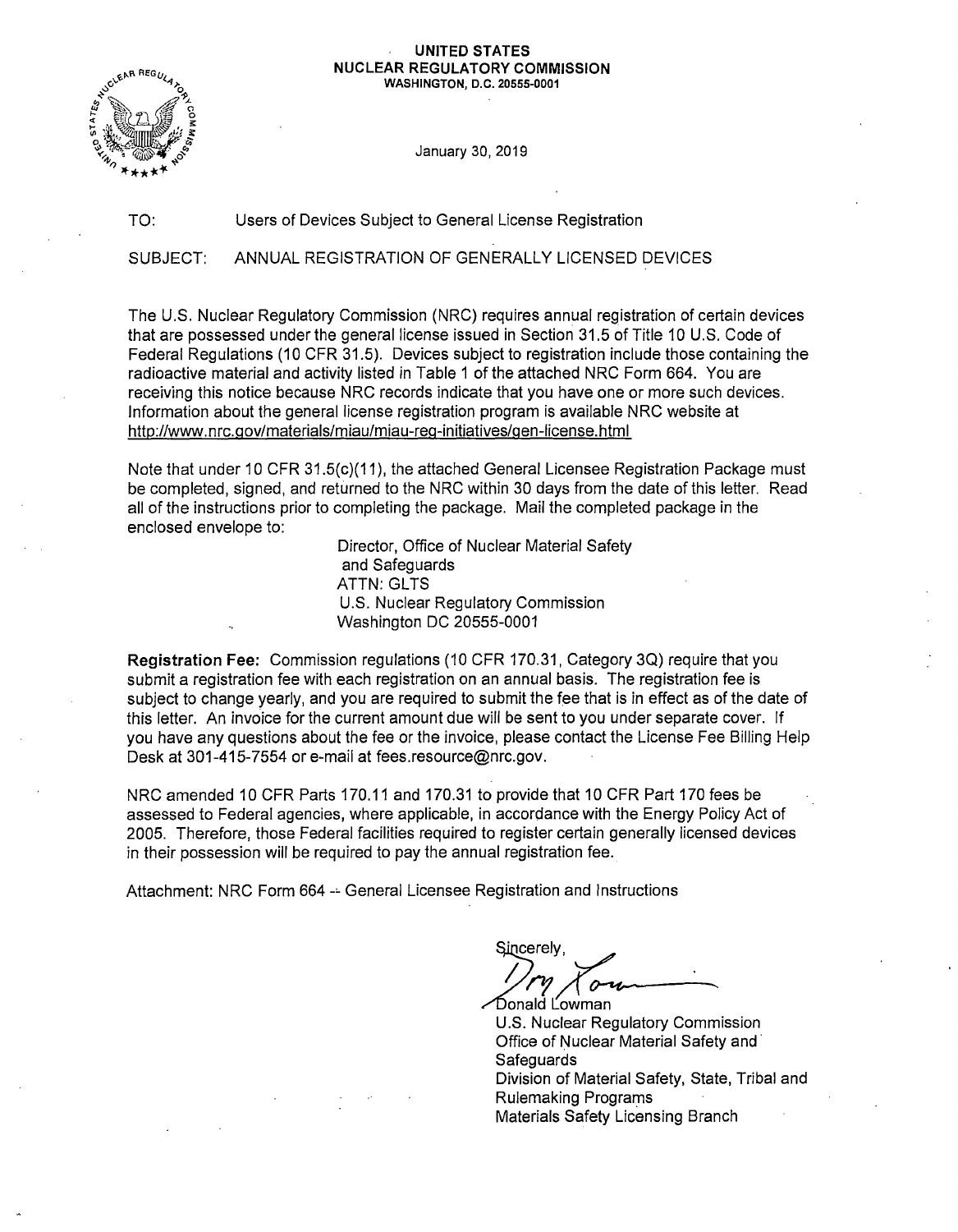**UNITED STATES**
**NUCLEAR REGULATORY COMMISSION**
**WASHINGTON, D.C. 20555-0001**

January 30, 2019

TO: Users of Devices Subject to General License Registration

SUBJECT: ANNUAL REGISTRATION OF GENERALLY LICENSED DEVICES

The U.S. Nuclear Regulatory Commission (NRC) requires annual registration of certain devices that are possessed under the general license issued in Section 31.5 of Title 10 U.S. Code of Federal Regulations (10 CFR 31.5). Devices subject to registration include those containing the radioactive material and activity listed in Table 1 of the attached NRC Form 664. You are receiving this notice because NRC records indicate that you have one or more such devices. Information about the general license registration program is available NRC website at http://www.nrc.gov/materials/miau/miau-reg-initiatives/gen-license.html

Note that under 10 CFR 31.5(c)(11), the attached General Licensee Registration Package must be completed, signed, and returned to the NRC within 30 days from the date of this letter. Read all of the instructions prior to completing the package. Mail the completed package in the enclosed envelope to:

Director, Office of Nuclear Material Safety
and Safeguards
ATTN: GLTS
U.S. Nuclear Regulatory Commission
Washington DC 20555-0001

**Registration Fee:** Commission regulations (10 CFR 170.31, Category 3Q) require that you submit a registration fee with each registration on an annual basis. The registration fee is subject to change yearly, and you are required to submit the fee that is in effect as of the date of this letter. An invoice for the current amount due will be sent to you under separate cover. If you have any questions about the fee or the invoice, please contact the License Fee Billing Help Desk at 301-415-7554 or e-mail at fees.resource@nrc.gov.

NRC amended 10 CFR Parts 170.11 and 170.31 to provide that 10 CFR Part 170 fees be assessed to Federal agencies, where applicable, in accordance with the Energy Policy Act of 2005. Therefore, those Federal facilities required to register certain generally licensed devices in their possession will be required to pay the annual registration fee.

Attachment: NRC Form 664 -- General Licensee Registration and Instructions

Sincerely,

Donald Lowman
U.S. Nuclear Regulatory Commission
Office of Nuclear Material Safety and Safeguards
Division of Material Safety, State, Tribal and Rulemaking Programs
Materials Safety Licensing Branch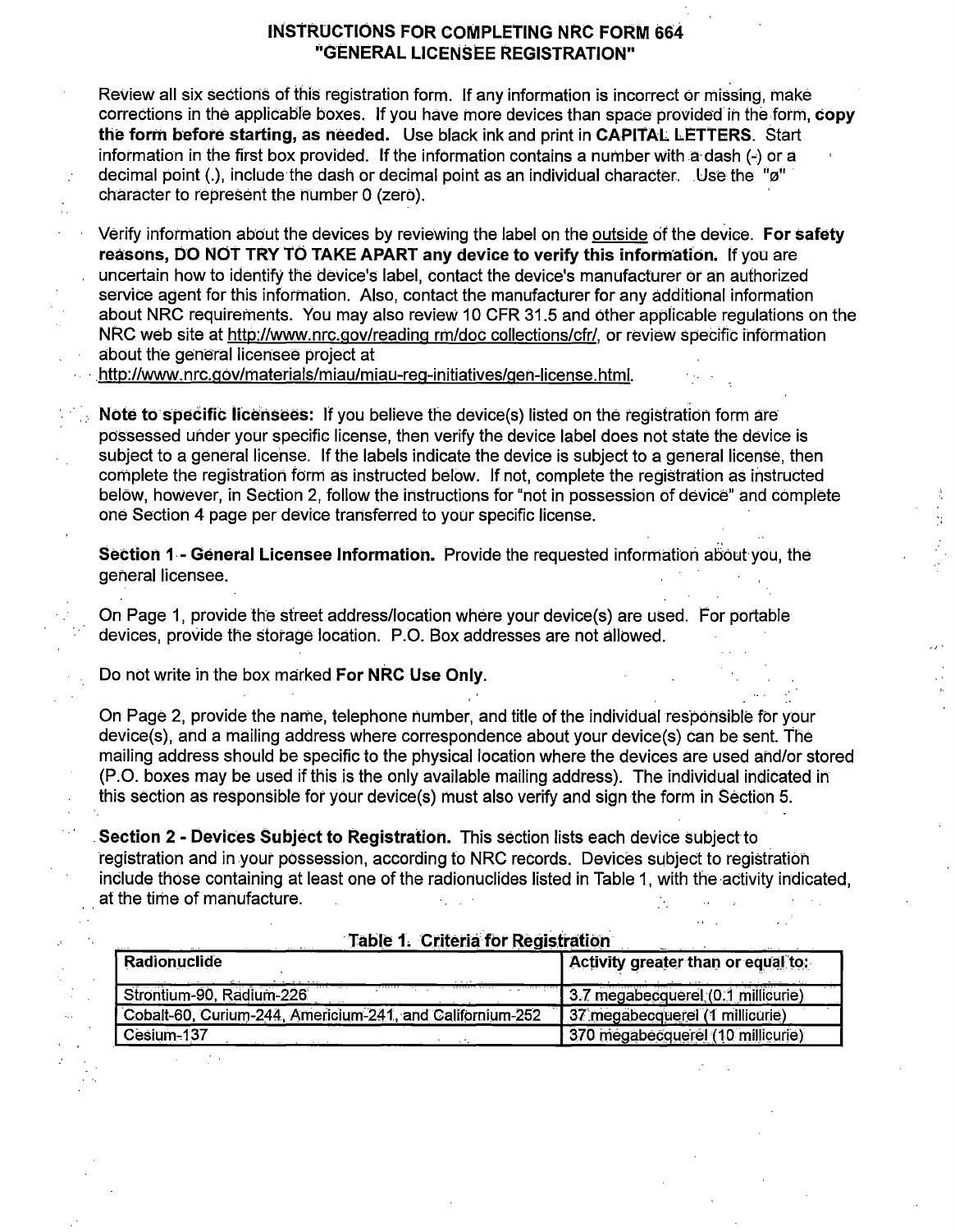# INSTRUCTIONS FOR COMPLETING NRC FORM 664 "GENERAL LICENSEE REGISTRATION"

Review all six sections of this registration form. If any information is incorrect or missing, make corrections in the applicable boxes. If you have more devices than space provided in the form, **copy the form before starting, as needed.** Use black ink and print in **CAPITAL LETTERS**. Start information in the first box provided. If the information contains a number with a dash (-) or a decimal point (.), include the dash or decimal point as an individual character. Use the "ø" character to represent the number 0 (zero).

Verify information about the devices by reviewing the label on the outside of the device. **For safety reasons, DO NOT TRY TO TAKE APART any device to verify this information.** If you are uncertain how to identify the device's label, contact the device's manufacturer or an authorized service agent for this information. Also, contact the manufacturer for any additional information about NRC requirements. You may also review 10 CFR 31.5 and other applicable regulations on the NRC web site at http://www.nrc.gov/reading rm/doc collections/cfr/, or review specific information about the general licensee project at http://www.nrc.gov/materials/miau/miau-reg-initiatives/gen-license.html.

**Note to specific licensees:** If you believe the device(s) listed on the registration form are possessed under your specific license, then verify the device label does not state the device is subject to a general license. If the labels indicate the device is subject to a general license, then complete the registration form as instructed below. If not, complete the registration as instructed below, however, in Section 2, follow the instructions for "not in possession of device" and complete one Section 4 page per device transferred to your specific license.

**Section 1 - General Licensee Information.** Provide the requested information about you, the general licensee.

On Page 1, provide the street address/location where your device(s) are used. For portable devices, provide the storage location. P.O. Box addresses are not allowed.

Do not write in the box marked **For NRC Use Only**.

On Page 2, provide the name, telephone number, and title of the individual responsible for your device(s), and a mailing address where correspondence about your device(s) can be sent. The mailing address should be specific to the physical location where the devices are used and/or stored (P.O. boxes may be used if this is the only available mailing address). The individual indicated in this section as responsible for your device(s) must also verify and sign the form in Section 5.

**Section 2 - Devices Subject to Registration.** This section lists each device subject to registration and in your possession, according to NRC records. Devices subject to registration include those containing at least one of the radionuclides listed in Table 1, with the activity indicated, at the time of manufacture.

**Table 1. Criteria for Registration**

| Radionuclide | Activity greater than or equal to: |
|---|---|
| Strontium-90, Radium-226 | 3.7 megabecquerel (0.1 millicurie) |
| Cobalt-60, Curium-244, Americium-241, and Californium-252 | 37 megabecquerel (1 millicurie) |
| Cesium-137 | 370 megabecquerel (10 millicurie) |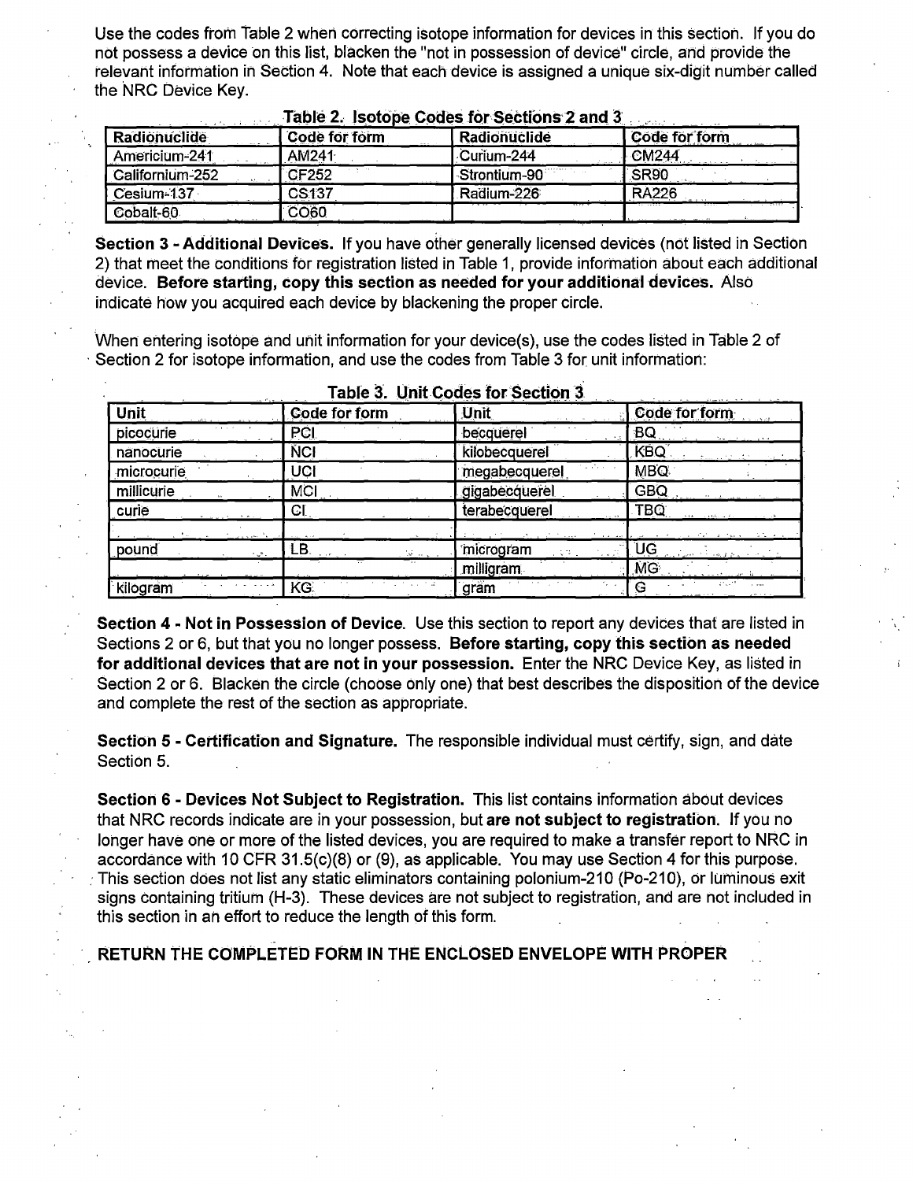Use the codes from Table 2 when correcting isotope information for devices in this section. If you do not possess a device on this list, blacken the "not in possession of device" circle, and provide the relevant information in Section 4. Note that each device is assigned a unique six-digit number called the NRC Device Key.

**Table 2. Isotope Codes for Sections 2 and 3**

| Radionuclide | Code for form | Radionuclide | Code for form |
|---|---|---|---|
| Americium-241 | AM241 | Curium-244 | CM244 |
| Californium-252 | CF252 | Strontium-90 | SR90 |
| Cesium-137 | CS137 | Radium-226 | RA226 |
| Cobalt-60 | CO60 | | |

**Section 3 - Additional Devices.** If you have other generally licensed devices (not listed in Section 2) that meet the conditions for registration listed in Table 1, provide information about each additional device. **Before starting, copy this section as needed for your additional devices.** Also indicate how you acquired each device by blackening the proper circle.

When entering isotope and unit information for your device(s), use the codes listed in Table 2 of Section 2 for isotope information, and use the codes from Table 3 for unit information:

**Table 3. Unit Codes for Section 3**

| Unit | Code for form | Unit | Code for form |
|---|---|---|---|
| picocurie | PCI | becquerel | BQ |
| nanocurie | NCI | kilobecquerel | KBQ |
| microcurie | UCI | megabecquerel | MBQ |
| millicurie | MCI | gigabecquerel | GBQ |
| curie | CI | terabecquerel | TBQ |
| | | | |
| pound | LB | microgram | UG |
| | | milligram | MG |
| kilogram | KG | gram | G |

**Section 4 - Not in Possession of Device.** Use this section to report any devices that are listed in Sections 2 or 6, but that you no longer possess. **Before starting, copy this section as needed for additional devices that are not in your possession.** Enter the NRC Device Key, as listed in Section 2 or 6. Blacken the circle (choose only one) that best describes the disposition of the device and complete the rest of the section as appropriate.

**Section 5 - Certification and Signature.** The responsible individual must certify, sign, and date Section 5.

**Section 6 - Devices Not Subject to Registration.** This list contains information about devices that NRC records indicate are in your possession, but **are not subject to registration**. If you no longer have one or more of the listed devices, you are required to make a transfer report to NRC in accordance with 10 CFR 31.5(c)(8) or (9), as applicable. You may use Section 4 for this purpose. This section does not list any static eliminators containing polonium-210 (Po-210), or luminous exit signs containing tritium (H-3). These devices are not subject to registration, and are not included in this section in an effort to reduce the length of this form.

**RETURN THE COMPLETED FORM IN THE ENCLOSED ENVELOPE WITH PROPER**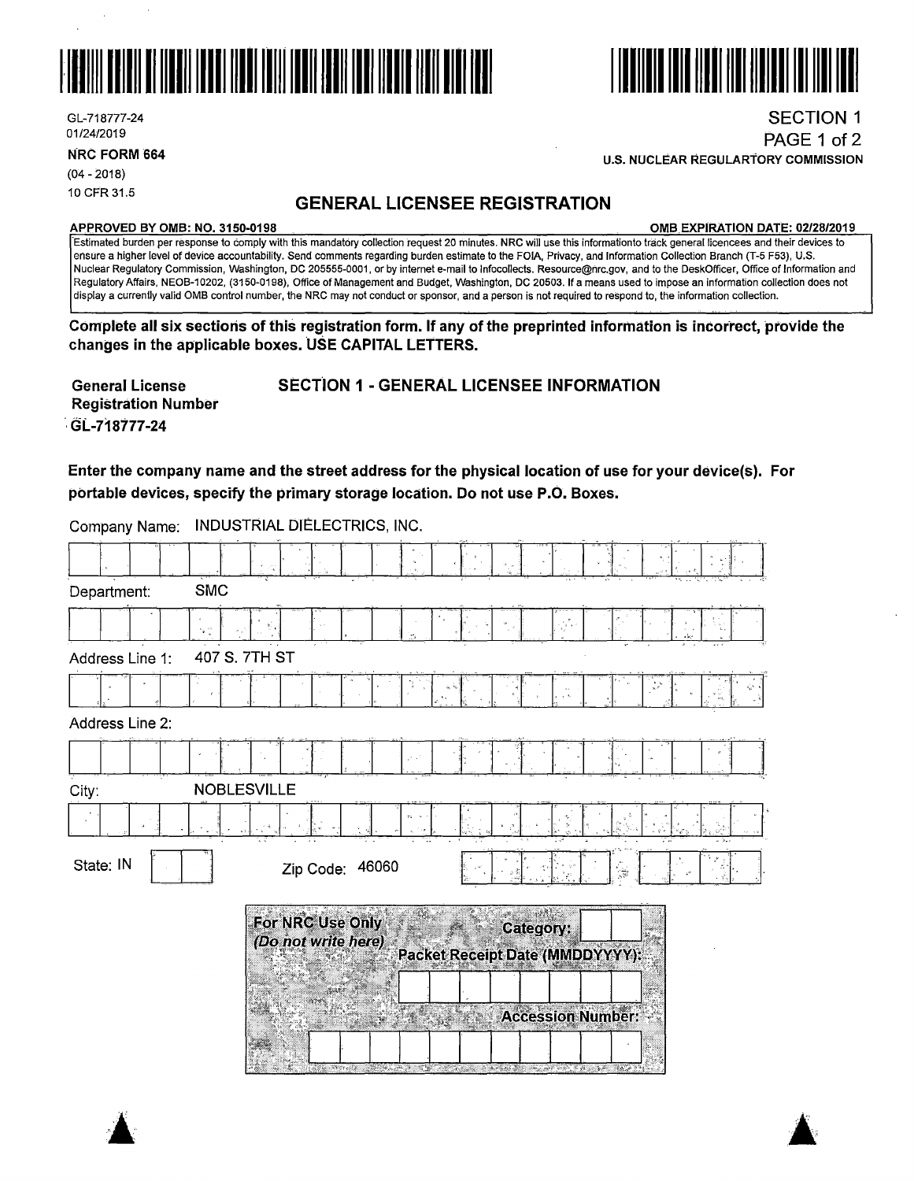GL-718777-24
01/24/2019

**NRC FORM 664**
(04 - 2018)
10 CFR 31.5

SECTION 1
PAGE 1 of 2
**U.S. NUCLEAR REGULARTORY COMMISSION**

# GENERAL LICENSEE REGISTRATION

**APPROVED BY OMB: NO. 3150-0198** **OMB EXPIRATION DATE: 02/28/2019**

Estimated burden per response to comply with this mandatory collection request 20 minutes. NRC will use this informationto track general licencees and their devices to ensure a higher level of device accountability. Send comments regarding burden estimate to the FOIA, Privacy, and Information Collection Branch (T-5 F53), U.S. Nuclear Regulatory Commission, Washington, DC 205555-0001, or by internet e-mail to Infocollects. Resource@nrc.gov, and to the DeskOfficer, Office of Information and Regulatory Affairs, NEOB-10202, (3150-0198), Office of Management and Budget, Washington, DC 20503. If a means used to impose an information collection does not display a currently valid OMB control number, the NRC may not conduct or sponsor, and a person is not required to respond to, the information collection.

**Complete all six sections of this registration form. If any of the preprinted information is incorrect, provide the changes in the applicable boxes. USE CAPITAL LETTERS.**

**General License Registration Number**
**GL-718777-24**

## SECTION 1 - GENERAL LICENSEE INFORMATION

**Enter the company name and the street address for the physical location of use for your device(s). For portable devices, specify the primary storage location. Do not use P.O. Boxes.**

Company Name: INDUSTRIAL DIELECTRICS, INC.

Department: SMC

Address Line 1: 407 S. 7TH ST

Address Line 2:

City: NOBLESVILLE

State: IN

Zip Code: 46060

**For NRC Use Only**
*(Do not write here)*

**Category:**

**Packet Receipt Date (MMDDYYYY):**

**Accession Number:**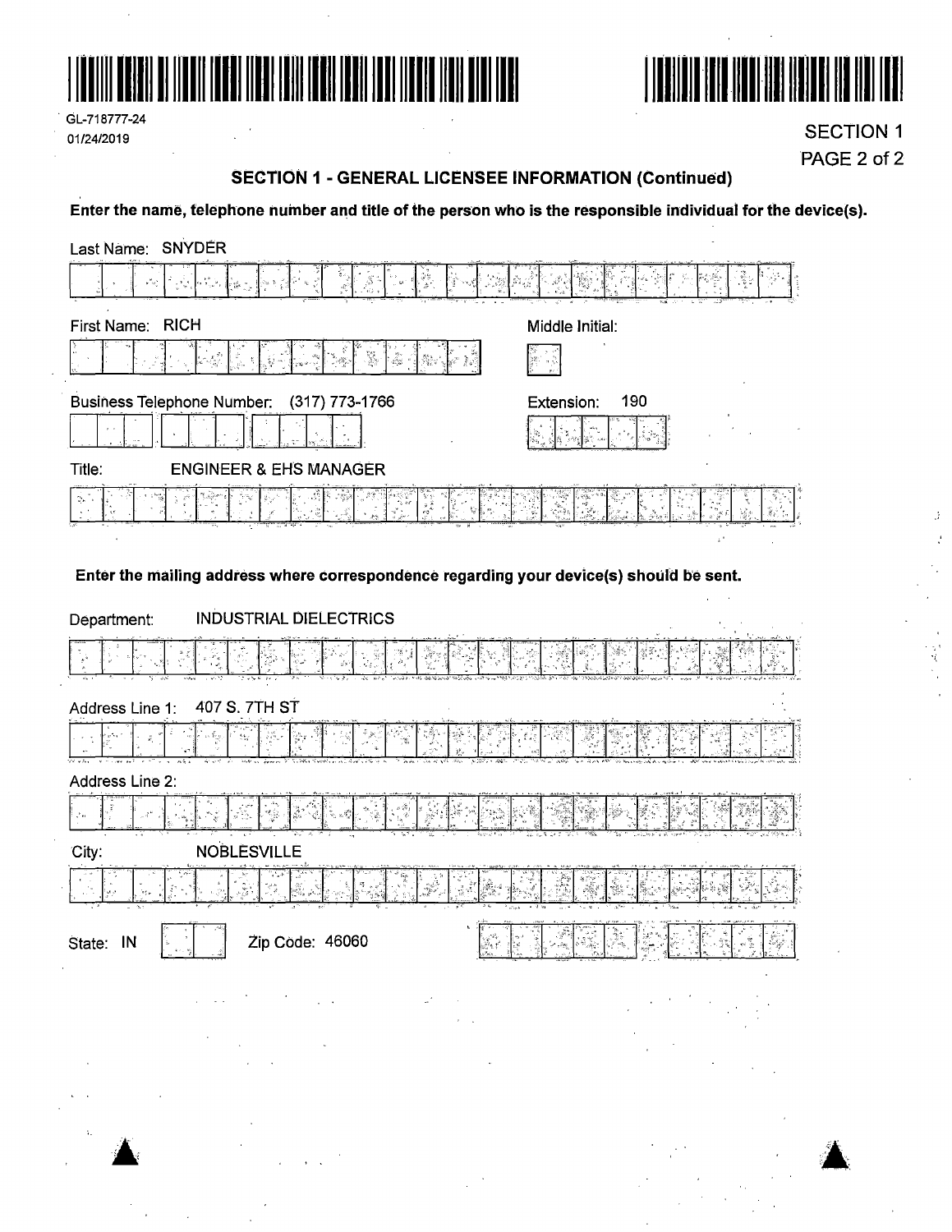GL-718777-24
01/24/2019

SECTION 1
PAGE 2 of 2

## SECTION 1 - GENERAL LICENSEE INFORMATION (Continued)

**Enter the name, telephone number and title of the person who is the responsible individual for the device(s).**

Last Name: SNYDER

First Name: RICH

Middle Initial:

Business Telephone Number: (317) 773-1766

Extension: 190

Title: ENGINEER & EHS MANAGER

**Enter the mailing address where correspondence regarding your device(s) should be sent.**

Department: INDUSTRIAL DIELECTRICS

Address Line 1: 407 S. 7TH ST

Address Line 2:

City: NOBLESVILLE

State: IN

Zip Code: 46060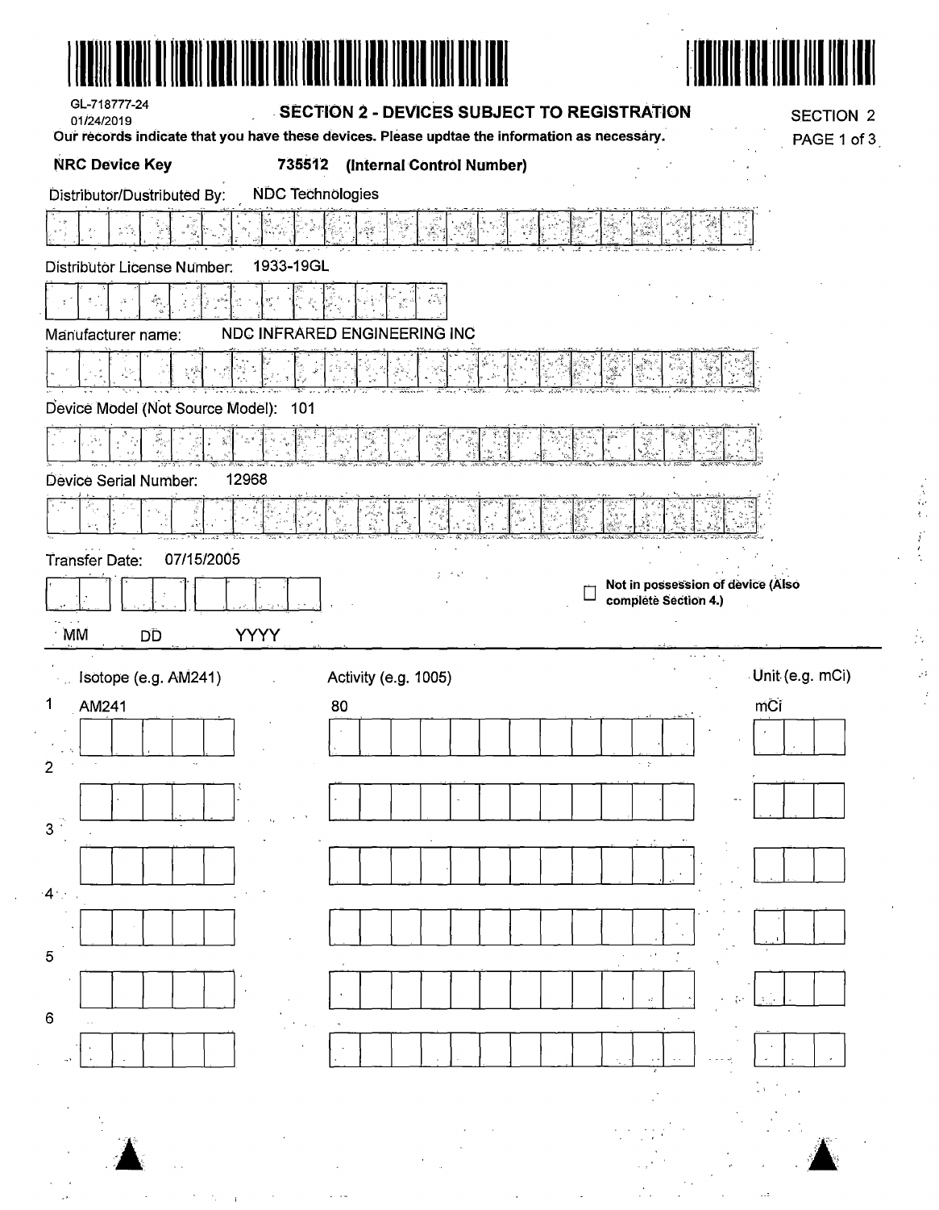GL-718777-24
01/24/2019

## SECTION 2 - DEVICES SUBJECT TO REGISTRATION

SECTION 2
PAGE 1 of 3

**Our records indicate that you have these devices. Please updtae the information as necessary.**

**NRC Device Key** **735512 (Internal Control Number)**

Distributor/Dustributed By: NDC Technologies

Distributor License Number: 1933-19GL

Manufacturer name: NDC INFRARED ENGINEERING INC

Device Model (Not Source Model): 101

Device Serial Number: 12968

Transfer Date: 07/15/2005

MM DD YYYY

☐ **Not in possession of device (Also complete Section 4.)**

| | Isotope (e.g. AM241) | Activity (e.g. 1005) | Unit (e.g. mCi) |
|---|---|---|---|
| 1 | AM241 | 80 | mCi |
| 2 | | | |
| 3 | | | |
| 4 | | | |
| 5 | | | |
| 6 | | | |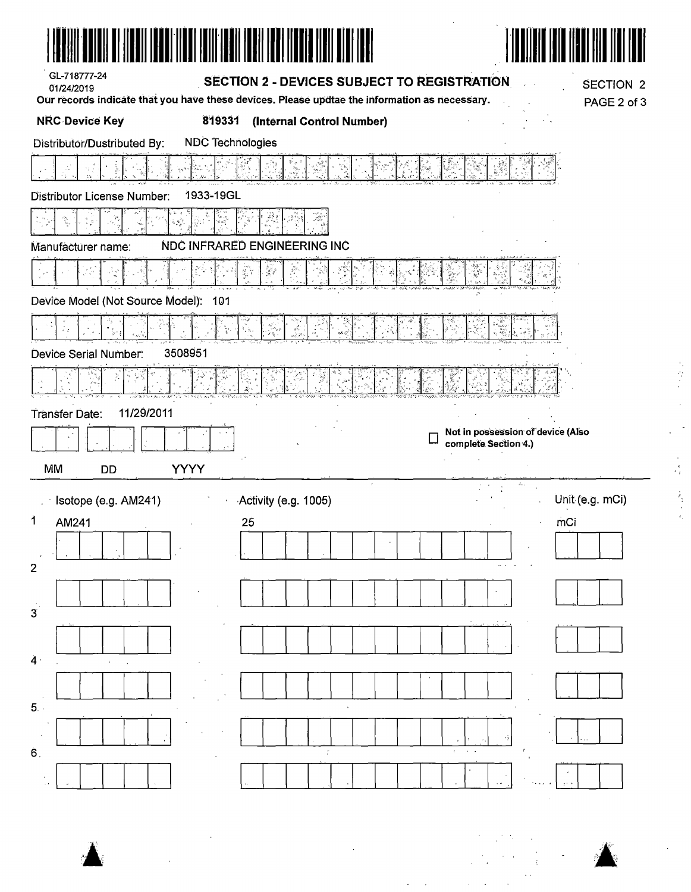GL-718777-24
01/24/2019

## SECTION 2 - DEVICES SUBJECT TO REGISTRATION

SECTION 2

**Our records indicate that you have these devices. Please updtae the information as necessary.**

**NRC Device Key** **819331** **(Internal Control Number)**

Distributor/Dustributed By: NDC Technologies

Distributor License Number: 1933-19GL

Manufacturer name: NDC INFRARED ENGINEERING INC

Device Model (Not Source Model): 101

Device Serial Number: 3508951

Transfer Date: 11/29/2011

MM DD YYYY

☐ **Not in possession of device (Also complete Section 4.)**

| | Isotope (e.g. AM241) | Activity (e.g. 1005) | Unit (e.g. mCi) |
|---|---|---|---|
| 1 | AM241 | 25 | mCi |
| 2 | | | |
| 3 | | | |
| 4 | | | |
| 5 | | | |
| 6 | | | |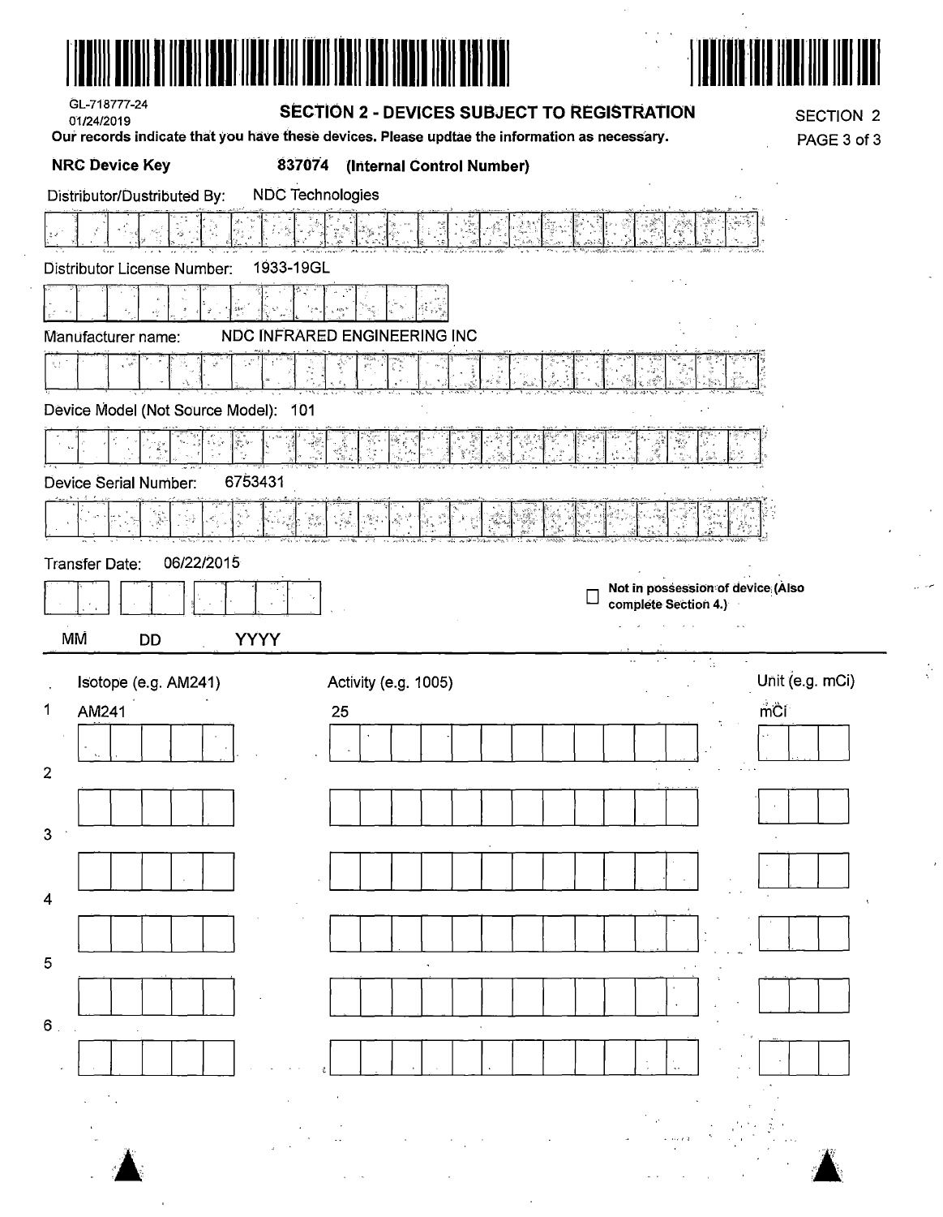GL-718777-24
01/24/2019

## SECTION 2 - DEVICES SUBJECT TO REGISTRATION

SECTION 2
PAGE 3 of 3

Our records indicate that you have these devices. Please updtae the information as necessary.

**NRC Device Key** **837074** **(Internal Control Number)**

Distributor/Dustributed By: NDC Technologies

Distributor License Number: 1933-19GL

Manufacturer name: NDC INFRARED ENGINEERING INC

Device Model (Not Source Model): 101

Device Serial Number: 6753431

Transfer Date: 06/22/2015

MM DD YYYY

☐ Not in possession of device (Also complete Section 4.)

| | Isotope (e.g. AM241) | Activity (e.g. 1005) | Unit (e.g. mCi) |
|---|---|---|---|
| 1 | AM241 | 25 | mCi |
| 2 | | | |
| 3 | | | |
| 4 | | | |
| 5 | | | |
| 6 | | | |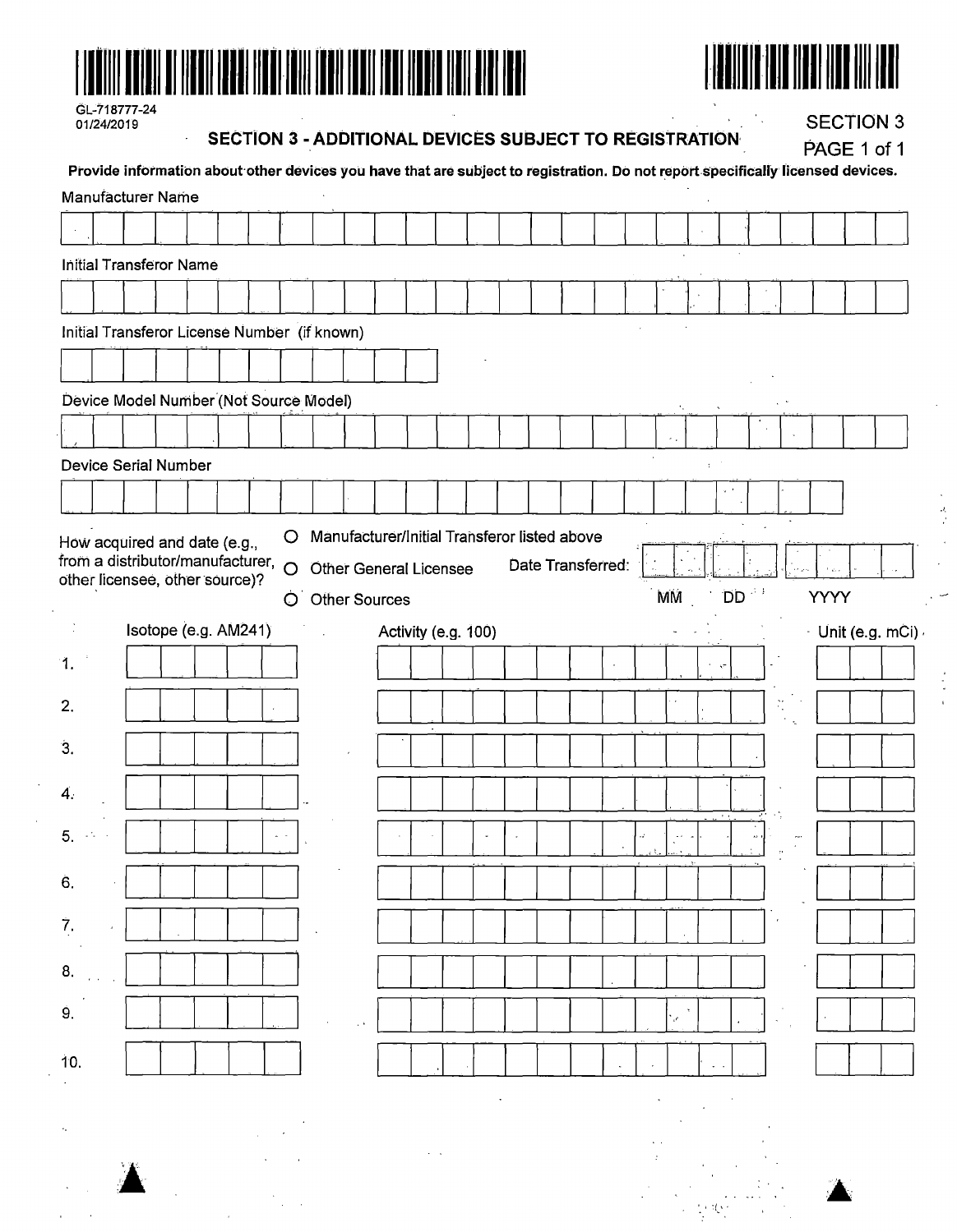GL-718777-24
01/24/2019

## SECTION 3 - ADDITIONAL DEVICES SUBJECT TO REGISTRATION

SECTION 3
PAGE 1 of 1

**Provide information about other devices you have that are subject to registration. Do not report specifically licensed devices.**

Manufacturer Name

Initial Transferor Name

Initial Transferor License Number (if known)

Device Model Number (Not Source Model)

Device Serial Number

How acquired and date (e.g., from a distributor/manufacturer, other licensee, other source)?

- ○ Manufacturer/Initial Transferor listed above
- ○ Other General Licensee
- ○ Other Sources

Date Transferred: MM DD YYYY

| | Isotope (e.g. AM241) | Activity (e.g. 100) | Unit (e.g. mCi) |
|---|---|---|---|
| 1. | | | |
| 2. | | | |
| 3. | | | |
| 4. | | | |
| 5. | | | |
| 6. | | | |
| 7. | | | |
| 8. | | | |
| 9. | | | |
| 10. | | | |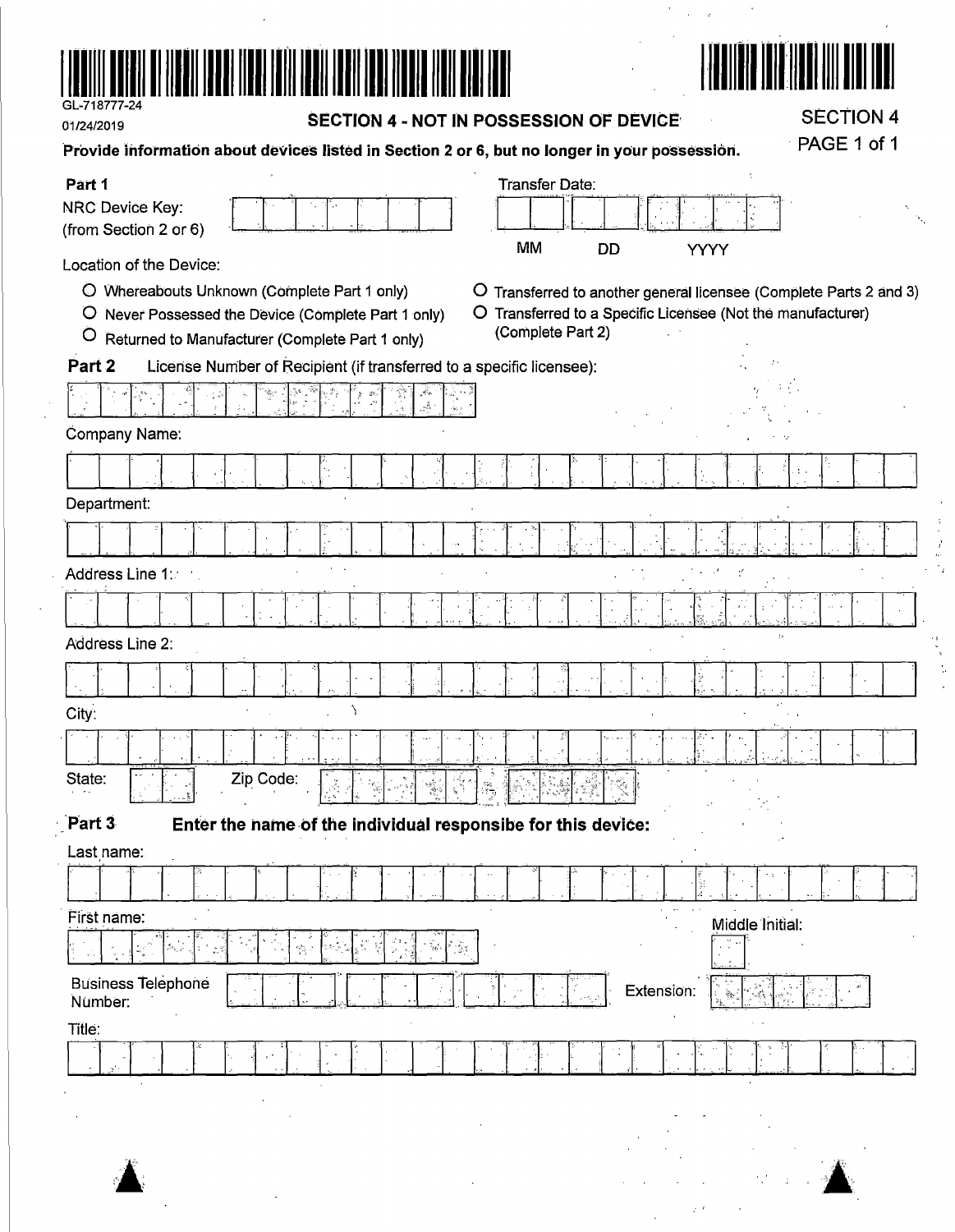GL-718777-24

01/24/2019

## SECTION 4 - NOT IN POSSESSION OF DEVICE

SECTION 4

PAGE 1 of 1

**Provide information about devices listed in Section 2 or 6, but no longer in your possession.**

**Part 1**

NRC Device Key: (from Section 2 or 6)

Transfer Date: MM DD YYYY

Location of the Device:

- O Whereabouts Unknown (Complete Part 1 only)
- O Never Possessed the Device (Complete Part 1 only)
- O Returned to Manufacturer (Complete Part 1 only)
- O Transferred to another general licensee (Complete Parts 2 and 3)
- O Transferred to a Specific Licensee (Not the manufacturer) (Complete Part 2)

**Part 2** License Number of Recipient (if transferred to a specific licensee):

Company Name:

Department:

Address Line 1:

Address Line 2:

City:

State: Zip Code:

**Part 3** **Enter the name of the individual responsibe for this device:**

Last name:

First name:

Middle Initial:

Business Telephone Number:

Extension:

Title: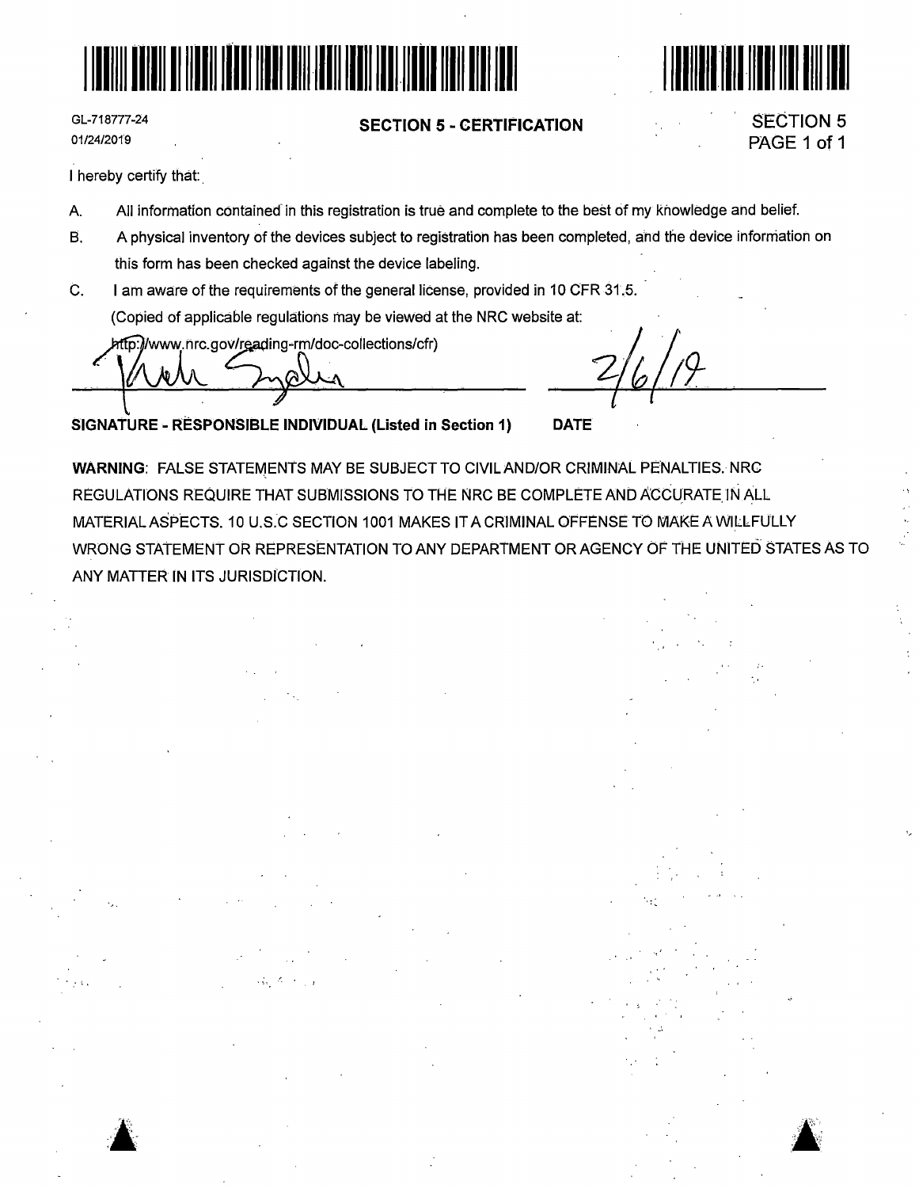GL-718777-24
01/24/2019

## SECTION 5 - CERTIFICATION

SECTION 5
PAGE 1 of 1

I hereby certify that:

A. All information contained in this registration is true and complete to the best of my knowledge and belief.

B. A physical inventory of the devices subject to registration has been completed, and the device information on this form has been checked against the device labeling.

C. I am aware of the requirements of the general license, provided in 10 CFR 31.5.
(Copied of applicable regulations may be viewed at the NRC website at:
http://www.nrc.gov/reading-rm/doc-collections/cfr)

2/6/19

**SIGNATURE - RESPONSIBLE INDIVIDUAL (Listed in Section 1)** **DATE**

**WARNING**: FALSE STATEMENTS MAY BE SUBJECT TO CIVIL AND/OR CRIMINAL PENALTIES. NRC REGULATIONS REQUIRE THAT SUBMISSIONS TO THE NRC BE COMPLETE AND ACCURATE IN ALL MATERIAL ASPECTS. 10 U.S.C SECTION 1001 MAKES IT A CRIMINAL OFFENSE TO MAKE A WILLFULLY WRONG STATEMENT OR REPRESENTATION TO ANY DEPARTMENT OR AGENCY OF THE UNITED STATES AS TO ANY MATTER IN ITS JURISDICTION.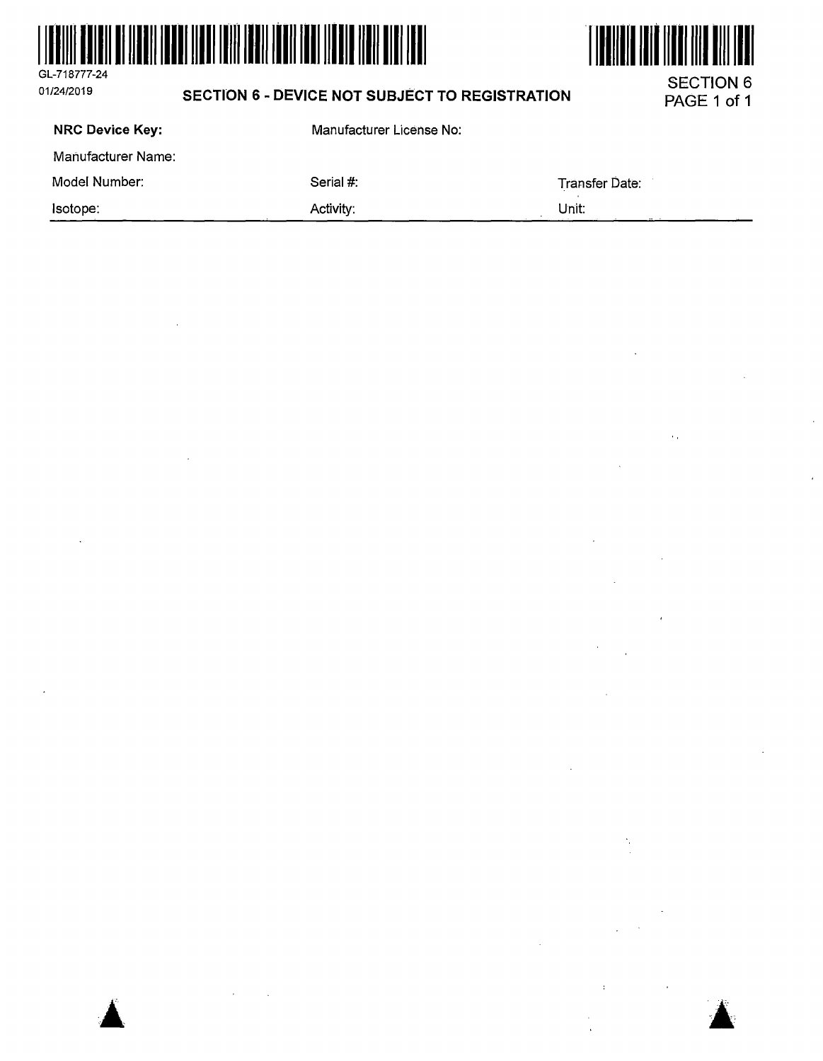GL-718777-24

01/24/2019

## SECTION 6 - DEVICE NOT SUBJECT TO REGISTRATION

SECTION 6

| | | |
|---|---|---|
| **NRC Device Key:** | Manufacturer License No: | |
| Manufacturer Name: | | |
| Model Number: | Serial #: | Transfer Date: |
| Isotope: | Activity: | Unit: |